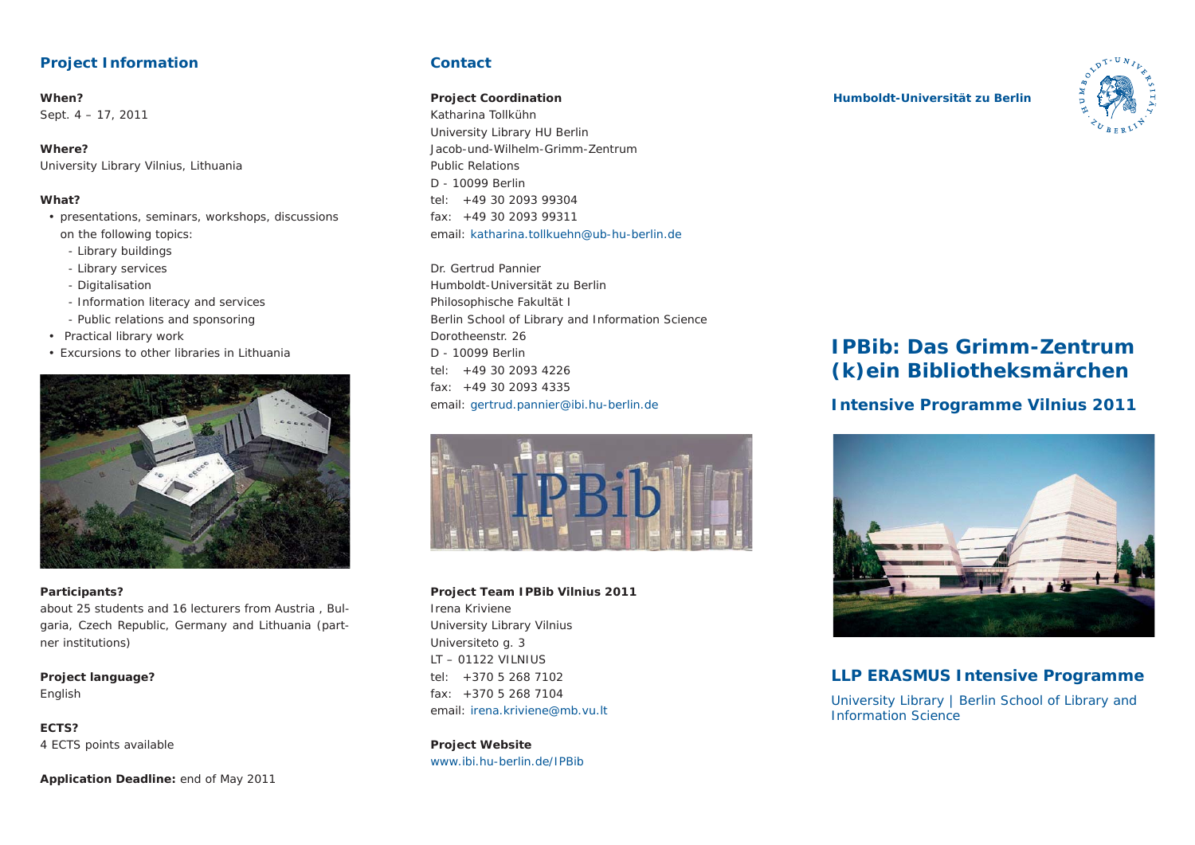## Project Information

**When?**
Sept. 4 – 17, 2011

**Where?**
University Library Vilnius, Lithuania

**What?**

- presentations, seminars, workshops, discussions on the following topics:
  - Library buildings
  - Library services
  - Digitalisation
  - Information literacy and services
  - Public relations and sponsoring
- Practical library work
- Excursions to other libraries in Lithuania

**Participants?**
about 25 students and 16 lecturers from Austria , Bulgaria, Czech Republic, Germany and Lithuania (partner institutions)

**Project language?**
English

**ECTS?**
4 ECTS points available

**Application Deadline:** end of May 2011

## Contact

**Project Coordination**
Katharina Tollkühn
University Library HU Berlin
Jacob-und-Wilhelm-Grimm-Zentrum
Public Relations
D - 10099 Berlin
tel: +49 30 2093 99304
fax: +49 30 2093 99311
email: katharina.tollkuehn@ub-hu-berlin.de

Dr. Gertrud Pannier
Humboldt-Universität zu Berlin
Philosophische Fakultät I
Berlin School of Library and Information Science
Dorotheenstr. 26
D - 10099 Berlin
tel: +49 30 2093 4226
fax: +49 30 2093 4335
email: gertrud.pannier@ibi.hu-berlin.de

**Project Team IPBib Vilnius 2011**
Irena Kriviene
University Library Vilnius
Universiteto g. 3
LT – 01122 VILNIUS
tel: +370 5 268 7102
fax: +370 5 268 7104
email: irena.kriviene@mb.vu.lt

**Project Website**
www.ibi.hu-berlin.de/IPBib

**Humboldt-Universität zu Berlin**

# IPBib: Das Grimm-Zentrum (k)ein Bibliotheksmärchen

## Intensive Programme Vilnius 2011

## LLP ERASMUS Intensive Programme

University Library | Berlin School of Library and Information Science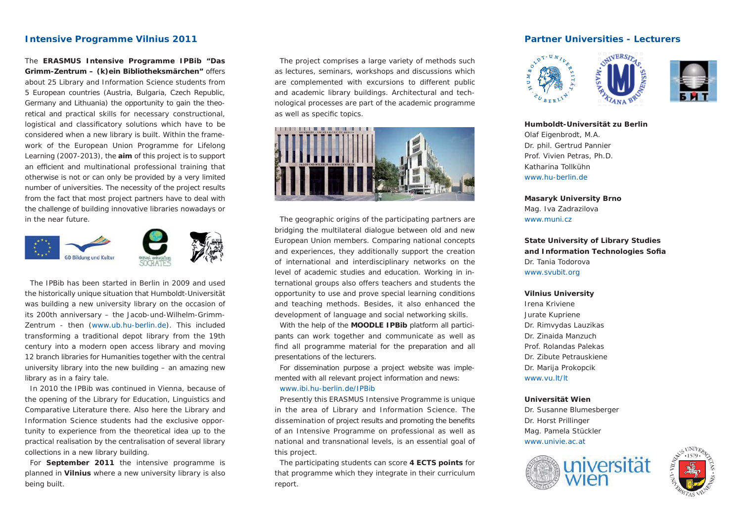## Intensive Programme Vilnius 2011

The **ERASMUS Intensive Programme IPBib "Das Grimm-Zentrum – (k)ein Bibliotheksmärchen"** offers about 25 Library and Information Science students from 5 European countries (Austria, Bulgaria, Czech Republic, Germany and Lithuania) the opportunity to gain the theoretical and practical skills for necessary constructional, logistical and classificatory solutions which have to be considered when a new library is built. Within the framework of the European Union Programme for Lifelong Learning (2007-2013), the **aim** of this project is to support an efficient and multinational professional training that otherwise is not or can only be provided by a very limited number of universities. The necessity of the project results from the fact that most project partners have to deal with the challenge of building innovative libraries nowadays or in the near future.

GD Bildung und Kultur

The IPBib has been started in Berlin in 2009 and used the historically unique situation that Humboldt-Universität was building a new university library on the occasion of its 200th anniversary – the Jacob-und-Wilhelm-Grimm-Zentrum - then (www.ub.hu-berlin.de). This included transforming a traditional depot library from the 19th century into a modern open access library and moving 12 branch libraries for Humanities together with the central university library into the new building – an amazing new library as in a fairy tale.

In 2010 the IPBib was continued in Vienna, because of the opening of the Library for Education, Linguistics and Comparative Literature there. Also here the Library and Information Science students had the exclusive opportunity to experience from the theoretical idea up to the practical realisation by the centralisation of several library collections in a new library building.

For **September 2011** the intensive programme is planned in **Vilnius** where a new university library is also being built.

The project comprises a large variety of methods such as lectures, seminars, workshops and discussions which are complemented with excursions to different public and academic library buildings. Architectural and technological processes are part of the academic programme as well as specific topics.

The geographic origins of the participating partners are bridging the multilateral dialogue between old and new European Union members. Comparing national concepts and experiences, they additionally support the creation of international and interdisciplinary networks on the level of academic studies and education. Working in international groups also offers teachers and students the opportunity to use and prove special learning conditions and teaching methods. Besides, it also enhanced the development of language and social networking skills.

With the help of the **MOODLE IPBib** platform all participants can work together and communicate as well as find all programme material for the preparation and all presentations of the lecturers.

For dissemination purpose a project website was implemented with all relevant project information and news:
www.ibi.hu-berlin.de/IPBib

Presently this ERASMUS Intensive Programme is unique in the area of Library and Information Science. The dissemination of project results and promoting the benefits of an Intensive Programme on professional as well as national and transnational levels, is an essential goal of this project.

The participating students can score **4 ECTS points** for that programme which they integrate in their curriculum report.

## Partner Universities - Lecturers

**Humboldt-Universität zu Berlin**
Olaf Eigenbrodt, M.A.
Dr. phil. Gertrud Pannier
Prof. Vivien Petras, Ph.D.
Katharina Tollkühn
www.hu-berlin.de

**Masaryk University Brno**
Mag. Iva Zadrazilova
www.muni.cz

**State University of Library Studies and Information Technologies Sofia**
Dr. Tania Todorova
www.svubit.org

**Vilnius University**
Irena Kriviene
Jurate Kupriene
Dr. Rimvydas Lauzikas
Dr. Zinaida Manzuch
Prof. Rolandas Palekas
Dr. Zibute Petrauskiene
Dr. Marija Prokopcik
www.vu.lt/lt

**Universität Wien**
Dr. Susanne Blumesberger
Dr. Horst Prillinger
Mag. Pamela Stückler
www.univie.ac.at